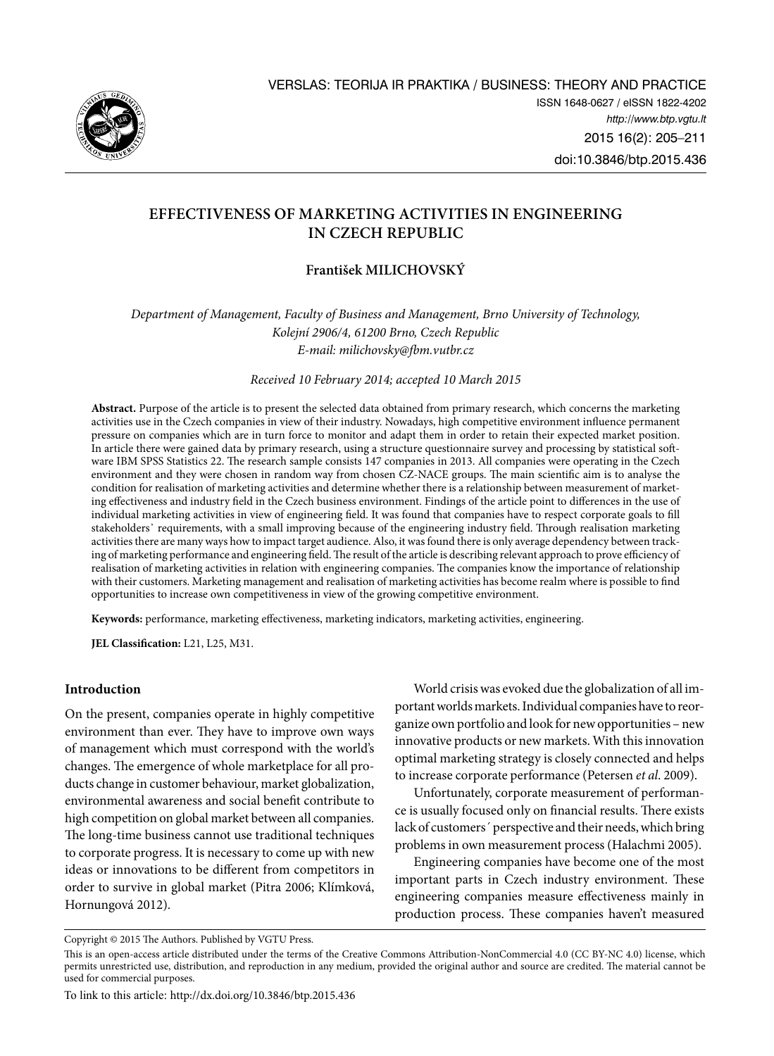# EFFECTIVENESS OF MARKETING ACTIVITIES IN ENGINEERING IN CZECH REPUBLIC

**František MILICHOVSKÝ**

*Department of Management, Faculty of Business and Management, Brno University of Technology, Kolejní 2906/4, 61200 Brno, Czech Republic*
*E-mail: milichovsky@fbm.vutbr.cz*

*Received 10 February 2014; accepted 10 March 2015*

**Abstract.** Purpose of the article is to present the selected data obtained from primary research, which concerns the marketing activities use in the Czech companies in view of their industry. Nowadays, high competitive environment influence permanent pressure on companies which are in turn force to monitor and adapt them in order to retain their expected market position. In article there were gained data by primary research, using a structure questionnaire survey and processing by statistical software IBM SPSS Statistics 22. The research sample consists 147 companies in 2013. All companies were operating in the Czech environment and they were chosen in random way from chosen CZ-NACE groups. The main scientific aim is to analyse the condition for realisation of marketing activities and determine whether there is a relationship between measurement of marketing effectiveness and industry field in the Czech business environment. Findings of the article point to differences in the use of individual marketing activities in view of engineering field. It was found that companies have to respect corporate goals to fill stakeholders' requirements, with a small improving because of the engineering industry field. Through realisation marketing activities there are many ways how to impact target audience. Also, it was found there is only average dependency between tracking of marketing performance and engineering field. The result of the article is describing relevant approach to prove efficiency of realisation of marketing activities in relation with engineering companies. The companies know the importance of relationship with their customers. Marketing management and realisation of marketing activities has become realm where is possible to find opportunities to increase own competitiveness in view of the growing competitive environment.

**Keywords:** performance, marketing effectiveness, marketing indicators, marketing activities, engineering.

**JEL Classification:** L21, L25, M31.

## Introduction

On the present, companies operate in highly competitive environment than ever. They have to improve own ways of management which must correspond with the world's changes. The emergence of whole marketplace for all products change in customer behaviour, market globalization, environmental awareness and social benefit contribute to high competition on global market between all companies. The long-time business cannot use traditional techniques to corporate progress. It is necessary to come up with new ideas or innovations to be different from competitors in order to survive in global market (Pitra 2006; Klímková, Hornungová 2012).

World crisis was evoked due the globalization of all important worlds markets. Individual companies have to reorganize own portfolio and look for new opportunities – new innovative products or new markets. With this innovation optimal marketing strategy is closely connected and helps to increase corporate performance (Petersen *et al.* 2009).

Unfortunately, corporate measurement of performance is usually focused only on financial results. There exists lack of customers´ perspective and their needs, which bring problems in own measurement process (Halachmi 2005).

Engineering companies have become one of the most important parts in Czech industry environment. These engineering companies measure effectiveness mainly in production process. These companies haven't measured

Copyright © 2015 The Authors. Published by VGTU Press.

This is an open-access article distributed under the terms of the Creative Commons Attribution-NonCommercial 4.0 (CC BY-NC 4.0) license, which permits unrestricted use, distribution, and reproduction in any medium, provided the original author and source are credited. The material cannot be used for commercial purposes.

To link to this article: http://dx.doi.org/10.3846/btp.2015.436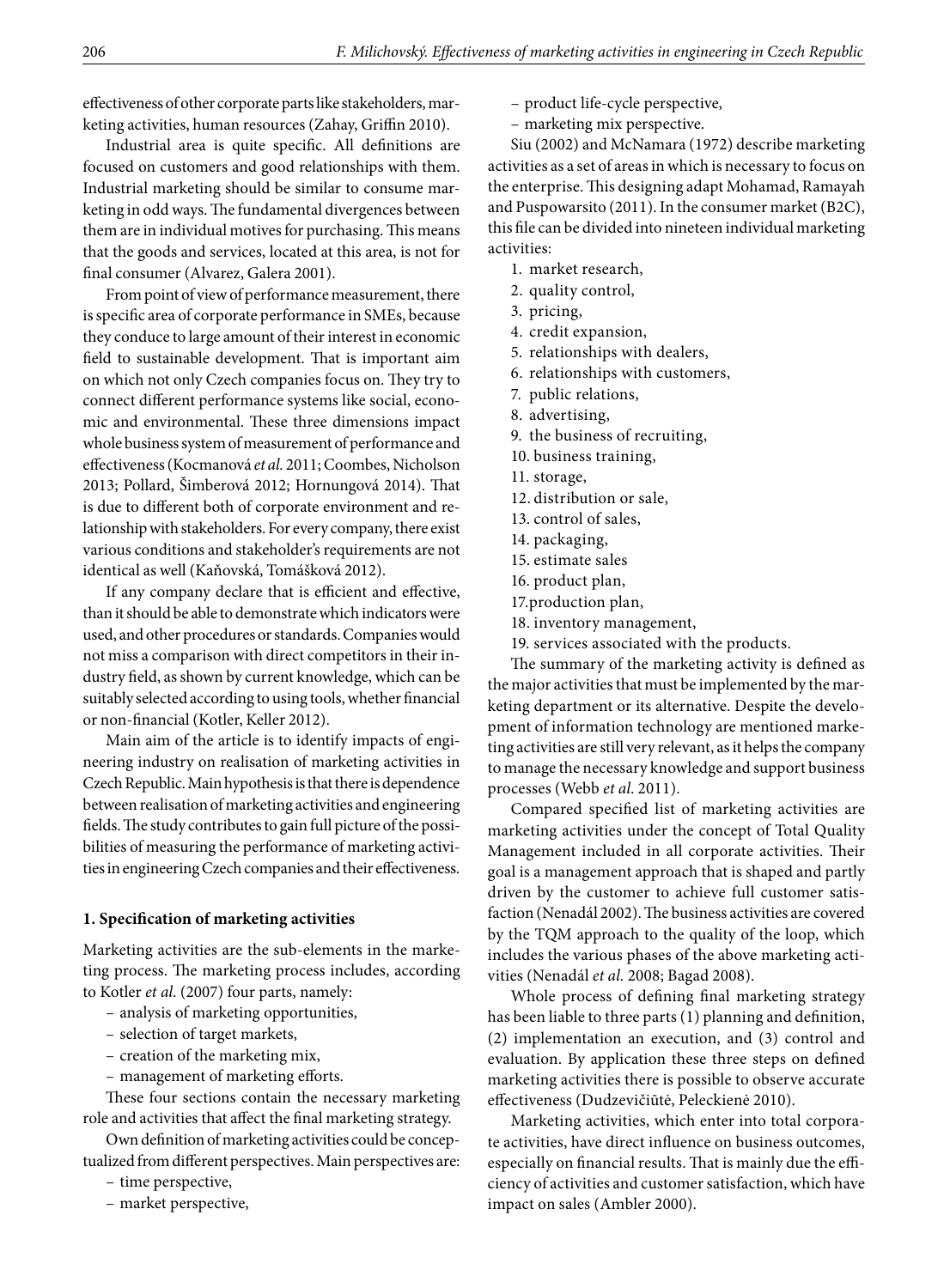effectiveness of other corporate parts like stakeholders, marketing activities, human resources (Zahay, Griffin 2010).

Industrial area is quite specific. All definitions are focused on customers and good relationships with them. Industrial marketing should be similar to consume marketing in odd ways. The fundamental divergences between them are in individual motives for purchasing. This means that the goods and services, located at this area, is not for final consumer (Alvarez, Galera 2001).

From point of view of performance measurement, there is specific area of corporate performance in SMEs, because they conduce to large amount of their interest in economic field to sustainable development. That is important aim on which not only Czech companies focus on. They try to connect different performance systems like social, economic and environmental. These three dimensions impact whole business system of measurement of performance and effectiveness (Kocmanová *et al.* 2011; Coombes, Nicholson 2013; Pollard, Šimberová 2012; Hornungová 2014). That is due to different both of corporate environment and relationship with stakeholders. For every company, there exist various conditions and stakeholder's requirements are not identical as well (Kaňovská, Tomášková 2012).

If any company declare that is efficient and effective, than it should be able to demonstrate which indicators were used, and other procedures or standards. Companies would not miss a comparison with direct competitors in their industry field, as shown by current knowledge, which can be suitably selected according to using tools, whether financial or non-financial (Kotler, Keller 2012).

Main aim of the article is to identify impacts of engineering industry on realisation of marketing activities in Czech Republic. Main hypothesis is that there is dependence between realisation of marketing activities and engineering fields. The study contributes to gain full picture of the possibilities of measuring the performance of marketing activities in engineering Czech companies and their effectiveness.

## 1. Specification of marketing activities

Marketing activities are the sub-elements in the marketing process. The marketing process includes, according to Kotler *et al.* (2007) four parts, namely:

- analysis of marketing opportunities,
- selection of target markets,
- creation of the marketing mix,
- management of marketing efforts.

These four sections contain the necessary marketing role and activities that affect the final marketing strategy.

Own definition of marketing activities could be conceptualized from different perspectives. Main perspectives are:

- time perspective,
- market perspective,
- product life-cycle perspective,
- marketing mix perspective.

Siu (2002) and McNamara (1972) describe marketing activities as a set of areas in which is necessary to focus on the enterprise. This designing adapt Mohamad, Ramayah and Puspowarsito (2011). In the consumer market (B2C), this file can be divided into nineteen individual marketing activities:

1. market research,
2. quality control,
3. pricing,
4. credit expansion,
5. relationships with dealers,
6. relationships with customers,
7. public relations,
8. advertising,
9. the business of recruiting,
10. business training,
11. storage,
12. distribution or sale,
13. control of sales,
14. packaging,
15. estimate sales
16. product plan,
17. production plan,
18. inventory management,
19. services associated with the products.

The summary of the marketing activity is defined as the major activities that must be implemented by the marketing department or its alternative. Despite the development of information technology are mentioned marketing activities are still very relevant, as it helps the company to manage the necessary knowledge and support business processes (Webb *et al.* 2011).

Compared specified list of marketing activities are marketing activities under the concept of Total Quality Management included in all corporate activities. Their goal is a management approach that is shaped and partly driven by the customer to achieve full customer satisfaction (Nenadál 2002). The business activities are covered by the TQM approach to the quality of the loop, which includes the various phases of the above marketing activities (Nenadál *et al.* 2008; Bagad 2008).

Whole process of defining final marketing strategy has been liable to three parts (1) planning and definition, (2) implementation an execution, and (3) control and evaluation. By application these three steps on defined marketing activities there is possible to observe accurate effectiveness (Dudzevičiūtė, Peleckienė 2010).

Marketing activities, which enter into total corporate activities, have direct influence on business outcomes, especially on financial results. That is mainly due the efficiency of activities and customer satisfaction, which have impact on sales (Ambler 2000).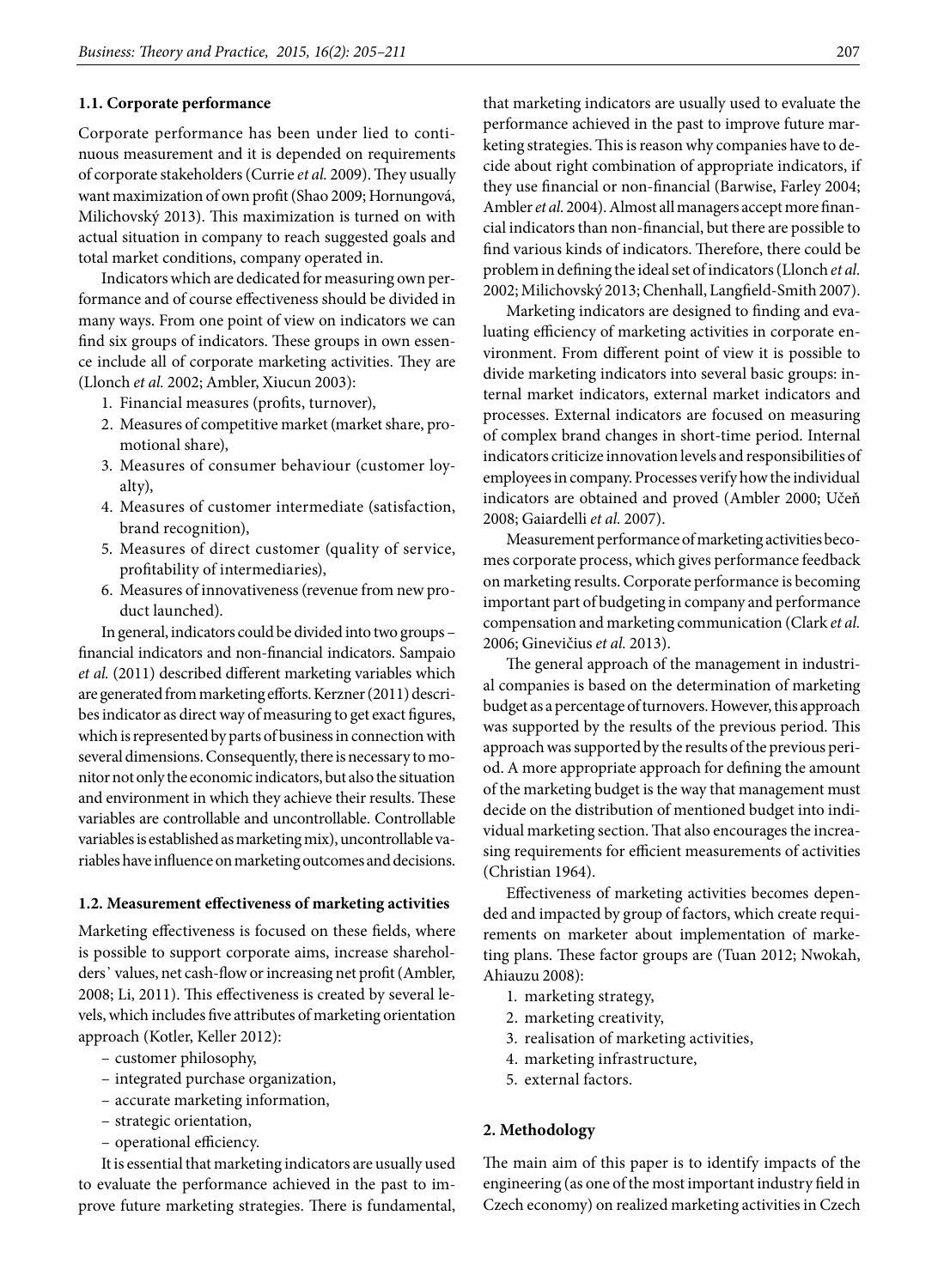### 1.1. Corporate performance

Corporate performance has been under lied to continuous measurement and it is depended on requirements of corporate stakeholders (Currie *et al.* 2009). They usually want maximization of own profit (Shao 2009; Hornungová, Milichovský 2013). This maximization is turned on with actual situation in company to reach suggested goals and total market conditions, company operated in.

Indicators which are dedicated for measuring own performance and of course effectiveness should be divided in many ways. From one point of view on indicators we can find six groups of indicators. These groups in own essence include all of corporate marketing activities. They are (Llonch *et al.* 2002; Ambler, Xiucun 2003):

1. Financial measures (profits, turnover),
2. Measures of competitive market (market share, promotional share),
3. Measures of consumer behaviour (customer loyalty),
4. Measures of customer intermediate (satisfaction, brand recognition),
5. Measures of direct customer (quality of service, profitability of intermediaries),
6. Measures of innovativeness (revenue from new product launched).

In general, indicators could be divided into two groups – financial indicators and non-financial indicators. Sampaio *et al.* (2011) described different marketing variables which are generated from marketing efforts. Kerzner (2011) describes indicator as direct way of measuring to get exact figures, which is represented by parts of business in connection with several dimensions. Consequently, there is necessary to monitor not only the economic indicators, but also the situation and environment in which they achieve their results. These variables are controllable and uncontrollable. Controllable variables is established as marketing mix), uncontrollable variables have influence on marketing outcomes and decisions.

### 1.2. Measurement effectiveness of marketing activities

Marketing effectiveness is focused on these fields, where is possible to support corporate aims, increase shareholders' values, net cash-flow or increasing net profit (Ambler, 2008; Li, 2011). This effectiveness is created by several levels, which includes five attributes of marketing orientation approach (Kotler, Keller 2012):

- customer philosophy,
- integrated purchase organization,
- accurate marketing information,
- strategic orientation,
- operational efficiency.

It is essential that marketing indicators are usually used to evaluate the performance achieved in the past to improve future marketing strategies. There is fundamental, that marketing indicators are usually used to evaluate the performance achieved in the past to improve future marketing strategies. This is reason why companies have to decide about right combination of appropriate indicators, if they use financial or non-financial (Barwise, Farley 2004; Ambler *et al.* 2004). Almost all managers accept more financial indicators than non-financial, but there are possible to find various kinds of indicators. Therefore, there could be problem in defining the ideal set of indicators (Llonch *et al.* 2002; Milichovský 2013; Chenhall, Langfield-Smith 2007).

Marketing indicators are designed to finding and evaluating efficiency of marketing activities in corporate environment. From different point of view it is possible to divide marketing indicators into several basic groups: internal market indicators, external market indicators and processes. External indicators are focused on measuring of complex brand changes in short-time period. Internal indicators criticize innovation levels and responsibilities of employees in company. Processes verify how the individual indicators are obtained and proved (Ambler 2000; Učeň 2008; Gaiardelli *et al.* 2007).

Measurement performance of marketing activities becomes corporate process, which gives performance feedback on marketing results. Corporate performance is becoming important part of budgeting in company and performance compensation and marketing communication (Clark *et al.* 2006; Ginevičius *et al.* 2013).

The general approach of the management in industrial companies is based on the determination of marketing budget as a percentage of turnovers. However, this approach was supported by the results of the previous period. This approach was supported by the results of the previous period. A more appropriate approach for defining the amount of the marketing budget is the way that management must decide on the distribution of mentioned budget into individual marketing section. That also encourages the increasing requirements for efficient measurements of activities (Christian 1964).

Effectiveness of marketing activities becomes depended and impacted by group of factors, which create requirements on marketer about implementation of marketing plans. These factor groups are (Tuan 2012; Nwokah, Ahiauzu 2008):

1. marketing strategy,
2. marketing creativity,
3. realisation of marketing activities,
4. marketing infrastructure,
5. external factors.

## 2. Methodology

The main aim of this paper is to identify impacts of the engineering (as one of the most important industry field in Czech economy) on realized marketing activities in Czech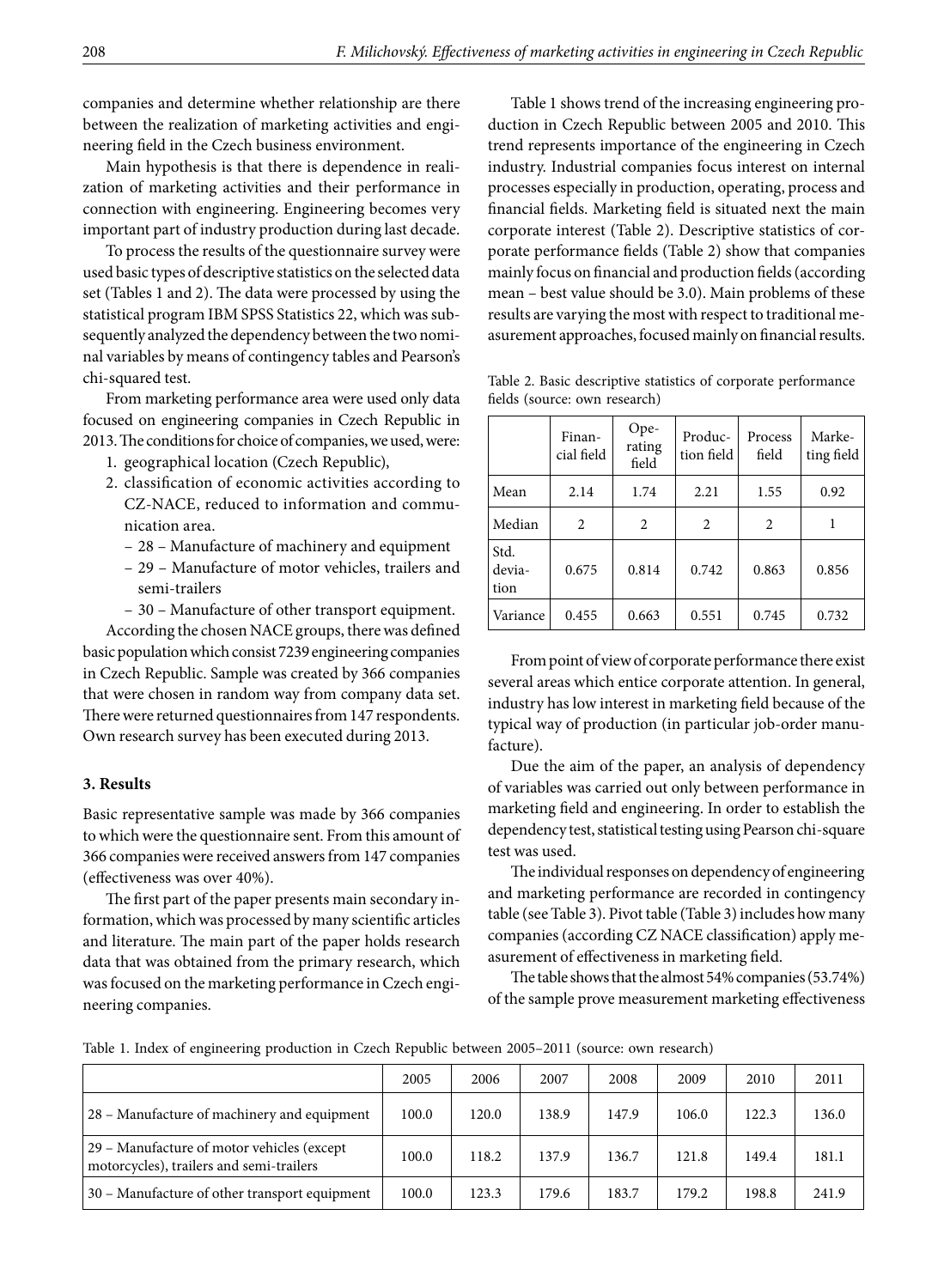companies and determine whether relationship are there between the realization of marketing activities and engineering field in the Czech business environment.

Main hypothesis is that there is dependence in realization of marketing activities and their performance in connection with engineering. Engineering becomes very important part of industry production during last decade.

To process the results of the questionnaire survey were used basic types of descriptive statistics on the selected data set (Tables 1 and 2). The data were processed by using the statistical program IBM SPSS Statistics 22, which was subsequently analyzed the dependency between the two nominal variables by means of contingency tables and Pearson's chi-squared test.

From marketing performance area were used only data focused on engineering companies in Czech Republic in 2013. The conditions for choice of companies, we used, were:

1. geographical location (Czech Republic),
2. classification of economic activities according to CZ-NACE, reduced to information and communication area.
   - 28 – Manufacture of machinery and equipment
   - 29 – Manufacture of motor vehicles, trailers and semi-trailers
   - 30 – Manufacture of other transport equipment.

According the chosen NACE groups, there was defined basic population which consist 7239 engineering companies in Czech Republic. Sample was created by 366 companies that were chosen in random way from company data set. There were returned questionnaires from 147 respondents. Own research survey has been executed during 2013.

## 3. Results

Basic representative sample was made by 366 companies to which were the questionnaire sent. From this amount of 366 companies were received answers from 147 companies (effectiveness was over 40%).

The first part of the paper presents main secondary information, which was processed by many scientific articles and literature. The main part of the paper holds research data that was obtained from the primary research, which was focused on the marketing performance in Czech engineering companies.

Table 1 shows trend of the increasing engineering production in Czech Republic between 2005 and 2010. This trend represents importance of the engineering in Czech industry. Industrial companies focus interest on internal processes especially in production, operating, process and financial fields. Marketing field is situated next the main corporate interest (Table 2). Descriptive statistics of corporate performance fields (Table 2) show that companies mainly focus on financial and production fields (according mean – best value should be 3.0). Main problems of these results are varying the most with respect to traditional measurement approaches, focused mainly on financial results.

Table 2. Basic descriptive statistics of corporate performance fields (source: own research)

| | Financial field | Operating field | Production field | Process field | Marketing field |
|---|---|---|---|---|---|
| Mean | 2.14 | 1.74 | 2.21 | 1.55 | 0.92 |
| Median | 2 | 2 | 2 | 2 | 1 |
| Std. deviation | 0.675 | 0.814 | 0.742 | 0.863 | 0.856 |
| Variance | 0.455 | 0.663 | 0.551 | 0.745 | 0.732 |

From point of view of corporate performance there exist several areas which entice corporate attention. In general, industry has low interest in marketing field because of the typical way of production (in particular job-order manufacture).

Due the aim of the paper, an analysis of dependency of variables was carried out only between performance in marketing field and engineering. In order to establish the dependency test, statistical testing using Pearson chi-square test was used.

The individual responses on dependency of engineering and marketing performance are recorded in contingency table (see Table 3). Pivot table (Table 3) includes how many companies (according CZ NACE classification) apply measurement of effectiveness in marketing field.

The table shows that the almost 54% companies (53.74%) of the sample prove measurement marketing effectiveness

Table 1. Index of engineering production in Czech Republic between 2005–2011 (source: own research)

| | 2005 | 2006 | 2007 | 2008 | 2009 | 2010 | 2011 |
|---|---|---|---|---|---|---|---|
| 28 – Manufacture of machinery and equipment | 100.0 | 120.0 | 138.9 | 147.9 | 106.0 | 122.3 | 136.0 |
| 29 – Manufacture of motor vehicles (except motorcycles), trailers and semi-trailers | 100.0 | 118.2 | 137.9 | 136.7 | 121.8 | 149.4 | 181.1 |
| 30 – Manufacture of other transport equipment | 100.0 | 123.3 | 179.6 | 183.7 | 179.2 | 198.8 | 241.9 |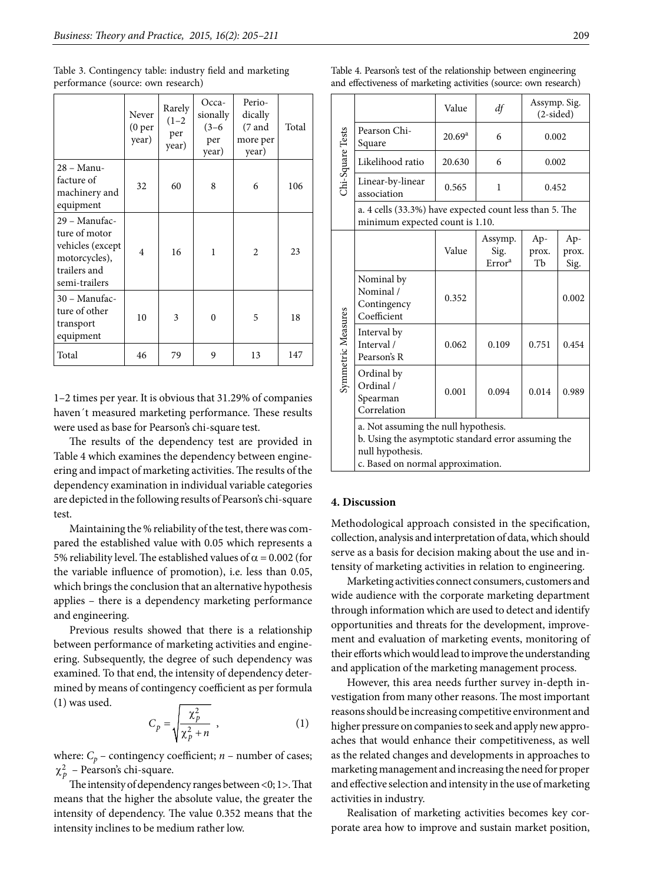Table 3. Contingency table: industry field and marketing performance (source: own research)

| | Never (0 per year) | Rarely (1–2 per year) | Occasionally (3–6 per year) | Periodically (7 and more per year) | Total |
|---|---|---|---|---|---|
| 28 – Manufacture of machinery and equipment | 32 | 60 | 8 | 6 | 106 |
| 29 – Manufacture of motor vehicles (except motorcycles), trailers and semi-trailers | 4 | 16 | 1 | 2 | 23 |
| 30 – Manufacture of other transport equipment | 10 | 3 | 0 | 5 | 18 |
| Total | 46 | 79 | 9 | 13 | 147 |

1–2 times per year. It is obvious that 31.29% of companies haven´t measured marketing performance. These results were used as base for Pearson's chi-square test.

The results of the dependency test are provided in Table 4 which examines the dependency between engineering and impact of marketing activities. The results of the dependency examination in individual variable categories are depicted in the following results of Pearson's chi-square test.

Maintaining the % reliability of the test, there was compared the established value with 0.05 which represents a 5% reliability level. The established values of $\alpha = 0.002$ (for the variable influence of promotion), i.e. less than 0.05, which brings the conclusion that an alternative hypothesis applies – there is a dependency marketing performance and engineering.

Previous results showed that there is a relationship between performance of marketing activities and engineering. Subsequently, the degree of such dependency was examined. To that end, the intensity of dependency determined by means of contingency coefficient as per formula (1) was used.

$$C_p = \sqrt{\frac{\chi_p^2}{\chi_p^2 + n}}\ , \qquad (1)$$

where: $C_p$ – contingency coefficient; $n$ – number of cases; $\chi_p^2$ – Pearson's chi-square.

The intensity of dependency ranges between <0; 1>. That means that the higher the absolute value, the greater the intensity of dependency. The value 0.352 means that the intensity inclines to be medium rather low.

Table 4. Pearson's test of the relationship between engineering and effectiveness of marketing activities (source: own research)

| | | Value | df | Assymp. Sig. (2-sided) | |
|---|---|---|---|---|---|
| Chi-Square Tests | Pearson Chi-Square | 20.69[a] | 6 | 0.002 | |
| | Likelihood ratio | 20.630 | 6 | 0.002 | |
| | Linear-by-linear association | 0.565 | 1 | 0.452 | |
| | a. 4 cells (33.3%) have expected count less than 5. The minimum expected count is 1.10. | | | | |
| Symmetric Measures | | Value | Assymp. Sig. Error[a] | Approx. Tb | Approx. Sig. |
| | Nominal by Nominal / Contingency Coefficient | 0.352 | | | 0.002 |
| | Interval by Interval / Pearson's R | 0.062 | 0.109 | 0.751 | 0.454 |
| | Ordinal by Ordinal / Spearman Correlation | 0.001 | 0.094 | 0.014 | 0.989 |
| | a. Not assuming the null hypothesis. b. Using the asymptotic standard error assuming the null hypothesis. c. Based on normal approximation. | | | | |

## 4. Discussion

Methodological approach consisted in the specification, collection, analysis and interpretation of data, which should serve as a basis for decision making about the use and intensity of marketing activities in relation to engineering.

Marketing activities connect consumers, customers and wide audience with the corporate marketing department through information which are used to detect and identify opportunities and threats for the development, improvement and evaluation of marketing events, monitoring of their efforts which would lead to improve the understanding and application of the marketing management process.

However, this area needs further survey in-depth investigation from many other reasons. The most important reasons should be increasing competitive environment and higher pressure on companies to seek and apply new approaches that would enhance their competitiveness, as well as the related changes and developments in approaches to marketing management and increasing the need for proper and effective selection and intensity in the use of marketing activities in industry.

Realisation of marketing activities becomes key corporate area how to improve and sustain market position,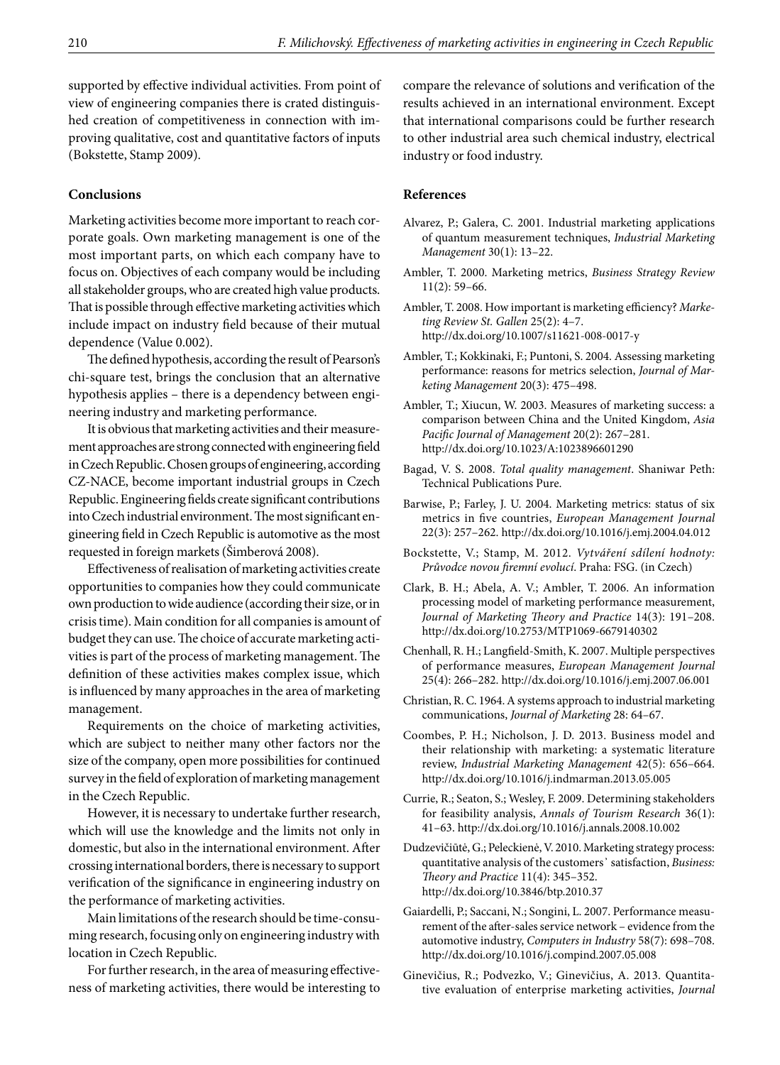supported by effective individual activities. From point of view of engineering companies there is crated distinguished creation of competitiveness in connection with improving qualitative, cost and quantitative factors of inputs (Bokstette, Stamp 2009).

## Conclusions

Marketing activities become more important to reach corporate goals. Own marketing management is one of the most important parts, on which each company have to focus on. Objectives of each company would be including all stakeholder groups, who are created high value products. That is possible through effective marketing activities which include impact on industry field because of their mutual dependence (Value 0.002).

The defined hypothesis, according the result of Pearson's chi-square test, brings the conclusion that an alternative hypothesis applies – there is a dependency between engineering industry and marketing performance.

It is obvious that marketing activities and their measurement approaches are strong connected with engineering field in Czech Republic. Chosen groups of engineering, according CZ-NACE, become important industrial groups in Czech Republic. Engineering fields create significant contributions into Czech industrial environment. The most significant engineering field in Czech Republic is automotive as the most requested in foreign markets (Šimberová 2008).

Effectiveness of realisation of marketing activities create opportunities to companies how they could communicate own production to wide audience (according their size, or in crisis time). Main condition for all companies is amount of budget they can use. The choice of accurate marketing activities is part of the process of marketing management. The definition of these activities makes complex issue, which is influenced by many approaches in the area of marketing management.

Requirements on the choice of marketing activities, which are subject to neither many other factors nor the size of the company, open more possibilities for continued survey in the field of exploration of marketing management in the Czech Republic.

However, it is necessary to undertake further research, which will use the knowledge and the limits not only in domestic, but also in the international environment. After crossing international borders, there is necessary to support verification of the significance in engineering industry on the performance of marketing activities.

Main limitations of the research should be time-consuming research, focusing only on engineering industry with location in Czech Republic.

For further research, in the area of measuring effectiveness of marketing activities, there would be interesting to compare the relevance of solutions and verification of the results achieved in an international environment. Except that international comparisons could be further research to other industrial area such chemical industry, electrical industry or food industry.

## References

Alvarez, P.; Galera, C. 2001. Industrial marketing applications of quantum measurement techniques, *Industrial Marketing Management* 30(1): 13–22.

Ambler, T. 2000. Marketing metrics, *Business Strategy Review* 11(2): 59–66.

Ambler, T. 2008. How important is marketing efficiency? *Marketing Review St. Gallen* 25(2): 4–7. http://dx.doi.org/10.1007/s11621-008-0017-y

Ambler, T.; Kokkinaki, F.; Puntoni, S. 2004. Assessing marketing performance: reasons for metrics selection, *Journal of Marketing Management* 20(3): 475–498.

Ambler, T.; Xiucun, W. 2003. Measures of marketing success: a comparison between China and the United Kingdom, *Asia Pacific Journal of Management* 20(2): 267–281. http://dx.doi.org/10.1023/A:1023896601290

Bagad, V. S. 2008. *Total quality management*. Shaniwar Peth: Technical Publications Pure.

Barwise, P.; Farley, J. U. 2004. Marketing metrics: status of six metrics in five countries, *European Management Journal* 22(3): 257–262. http://dx.doi.org/10.1016/j.emj.2004.04.012

Bockstette, V.; Stamp, M. 2012. *Vytváření sdílení hodnoty: Průvodce novou firemní evolucí*. Praha: FSG. (in Czech)

Clark, B. H.; Abela, A. V.; Ambler, T. 2006. An information processing model of marketing performance measurement, *Journal of Marketing Theory and Practice* 14(3): 191–208. http://dx.doi.org/10.2753/MTP1069-6679140302

Chenhall, R. H.; Langfield-Smith, K. 2007. Multiple perspectives of performance measures, *European Management Journal* 25(4): 266–282. http://dx.doi.org/10.1016/j.emj.2007.06.001

Christian, R. C. 1964. A systems approach to industrial marketing communications, *Journal of Marketing* 28: 64–67.

Coombes, P. H.; Nicholson, J. D. 2013. Business model and their relationship with marketing: a systematic literature review, *Industrial Marketing Management* 42(5): 656–664. http://dx.doi.org/10.1016/j.indmarman.2013.05.005

Currie, R.; Seaton, S.; Wesley, F. 2009. Determining stakeholders for feasibility analysis, *Annals of Tourism Research* 36(1): 41–63. http://dx.doi.org/10.1016/j.annals.2008.10.002

Dudzevičiūtė, G.; Peleckienė, V. 2010. Marketing strategy process: quantitative analysis of the customers' satisfaction, *Business: Theory and Practice* 11(4): 345–352. http://dx.doi.org/10.3846/btp.2010.37

Gaiardelli, P.; Saccani, N.; Songini, L. 2007. Performance measurement of the after-sales service network – evidence from the automotive industry, *Computers in Industry* 58(7): 698–708. http://dx.doi.org/10.1016/j.compind.2007.05.008

Ginevičius, R.; Podvezko, V.; Ginevičius, A. 2013. Quantitative evaluation of enterprise marketing activities, *Journal*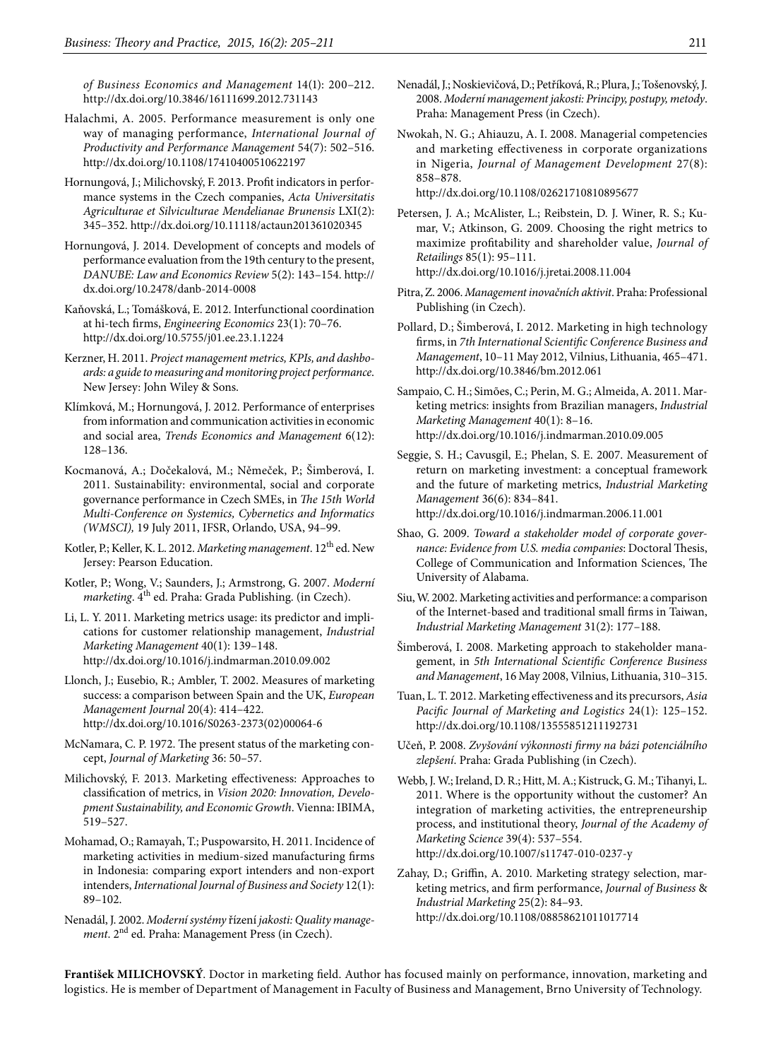*of Business Economics and Management* 14(1): 200–212. http://dx.doi.org/10.3846/16111699.2012.731143

Halachmi, A. 2005. Performance measurement is only one way of managing performance, *International Journal of Productivity and Performance Management* 54(7): 502–516. http://dx.doi.org/10.1108/17410400510622197

Hornungová, J.; Milichovský, F. 2013. Profit indicators in performance systems in the Czech companies, *Acta Universitatis Agriculturae et Silviculturae Mendelianae Brunensis* LXI(2): 345–352. http://dx.doi.org/10.11118/actaun201361020345

Hornungová, J. 2014. Development of concepts and models of performance evaluation from the 19th century to the present, *DANUBE: Law and Economics Review* 5(2): 143–154. http://dx.doi.org/10.2478/danb-2014-0008

Kaňovská, L.; Tomášková, E. 2012. Interfunctional coordination at hi-tech firms, *Engineering Economics* 23(1): 70–76. http://dx.doi.org/10.5755/j01.ee.23.1.1224

Kerzner, H. 2011. *Project management metrics, KPIs, and dashboards: a guide to measuring and monitoring project performance*. New Jersey: John Wiley & Sons.

Klímková, M.; Hornungová, J. 2012. Performance of enterprises from information and communication activities in economic and social area, *Trends Economics and Management* 6(12): 128–136.

Kocmanová, A.; Dočekalová, M.; Němeček, P.; Šimberová, I. 2011. Sustainability: environmental, social and corporate governance performance in Czech SMEs, in *The 15th World Multi-Conference on Systemics, Cybernetics and Informatics (WMSCI),* 19 July 2011, IFSR, Orlando, USA, 94–99.

Kotler, P.; Keller, K. L. 2012. *Marketing management*. 12th ed. New Jersey: Pearson Education.

Kotler, P.; Wong, V.; Saunders, J.; Armstrong, G. 2007. *Moderní marketing*. 4th ed. Praha: Grada Publishing. (in Czech).

Li, L. Y. 2011. Marketing metrics usage: its predictor and implications for customer relationship management, *Industrial Marketing Management* 40(1): 139–148. http://dx.doi.org/10.1016/j.indmarman.2010.09.002

Llonch, J.; Eusebio, R.; Ambler, T. 2002. Measures of marketing success: a comparison between Spain and the UK, *European Management Journal* 20(4): 414–422. http://dx.doi.org/10.1016/S0263-2373(02)00064-6

McNamara, C. P. 1972. The present status of the marketing concept, *Journal of Marketing* 36: 50–57.

Milichovský, F. 2013. Marketing effectiveness: Approaches to classification of metrics, in *Vision 2020: Innovation, Development Sustainability, and Economic Growth*. Vienna: IBIMA, 519–527.

Mohamad, O.; Ramayah, T.; Puspowarsito, H. 2011. Incidence of marketing activities in medium-sized manufacturing firms in Indonesia: comparing export intenders and non-export intenders, *International Journal of Business and Society* 12(1): 89–102.

Nenadál, J. 2002. *Moderní systémy řízení jakosti: Quality management*. 2nd ed. Praha: Management Press (in Czech).

Nenadál, J.; Noskievičová, D.; Petříková, R.; Plura, J.; Tošenovský, J. 2008. *Moderní management jakosti: Principy, postupy, metody*. Praha: Management Press (in Czech).

Nwokah, N. G.; Ahiauzu, A. I. 2008. Managerial competencies and marketing effectiveness in corporate organizations in Nigeria, *Journal of Management Development* 27(8): 858–878. http://dx.doi.org/10.1108/02621710810895677

Petersen, J. A.; McAlister, L.; Reibstein, D. J. Winer, R. S.; Kumar, V.; Atkinson, G. 2009. Choosing the right metrics to maximize profitability and shareholder value, *Journal of Retailings* 85(1): 95–111. http://dx.doi.org/10.1016/j.jretai.2008.11.004

Pitra, Z. 2006. *Management inovačních aktivit*. Praha: Professional Publishing (in Czech).

Pollard, D.; Šimberová, I. 2012. Marketing in high technology firms, in *7th International Scientific Conference Business and Management*, 10–11 May 2012, Vilnius, Lithuania, 465–471. http://dx.doi.org/10.3846/bm.2012.061

Sampaio, C. H.; Simões, C.; Perin, M. G.; Almeida, A. 2011. Marketing metrics: insights from Brazilian managers, *Industrial Marketing Management* 40(1): 8–16. http://dx.doi.org/10.1016/j.indmarman.2010.09.005

Seggie, S. H.; Cavusgil, E.; Phelan, S. E. 2007. Measurement of return on marketing investment: a conceptual framework and the future of marketing metrics, *Industrial Marketing Management* 36(6): 834–841. http://dx.doi.org/10.1016/j.indmarman.2006.11.001

Shao, G. 2009. *Toward a stakeholder model of corporate governance: Evidence from U.S. media companies*: Doctoral Thesis, College of Communication and Information Sciences, The University of Alabama.

Siu, W. 2002. Marketing activities and performance: a comparison of the Internet-based and traditional small firms in Taiwan, *Industrial Marketing Management* 31(2): 177–188.

Šimberová, I. 2008. Marketing approach to stakeholder management, in *5th International Scientific Conference Business and Management*, 16 May 2008, Vilnius, Lithuania, 310–315.

Tuan, L. T. 2012. Marketing effectiveness and its precursors, *Asia Pacific Journal of Marketing and Logistics* 24(1): 125–152. http://dx.doi.org/10.1108/13555851211192731

Učeň, P. 2008. *Zvyšování výkonnosti firmy na bázi potenciálního zlepšení*. Praha: Grada Publishing (in Czech).

Webb, J. W.; Ireland, D. R.; Hitt, M. A.; Kistruck, G. M.; Tihanyi, L. 2011. Where is the opportunity without the customer? An integration of marketing activities, the entrepreneurship process, and institutional theory, *Journal of the Academy of Marketing Science* 39(4): 537–554. http://dx.doi.org/10.1007/s11747-010-0237-y

Zahay, D.; Griffin, A. 2010. Marketing strategy selection, marketing metrics, and firm performance, *Journal of Business & Industrial Marketing* 25(2): 84–93. http://dx.doi.org/10.1108/08858621011017714

**František MILICHOVSKÝ**. Doctor in marketing field. Author has focused mainly on performance, innovation, marketing and logistics. He is member of Department of Management in Faculty of Business and Management, Brno University of Technology.